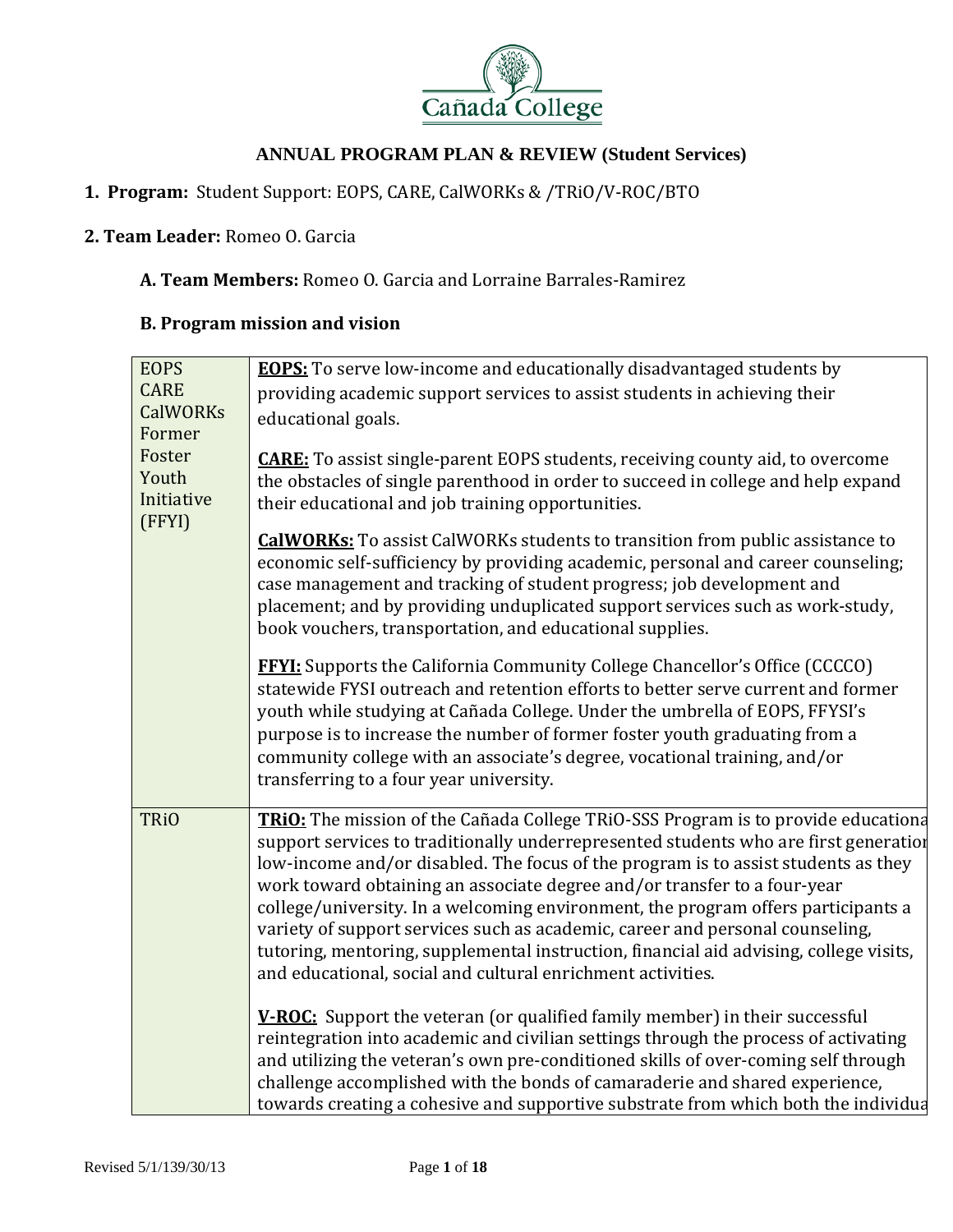Cañada College

## ANNUAL PROGRAM PLAN & REVIEW (Student Services)

**1. Program:** Student Support: EOPS, CARE, CalWORKs & /TRiO/V-ROC/BTO

**2. Team Leader:** Romeo O. Garcia

**A. Team Members:** Romeo O. Garcia and Lorraine Barrales-Ramirez

**B. Program mission and vision**

| | |
|---|---|
| EOPS<br>CARE<br>CalWORKs<br>Former Foster Youth Initiative (FFYI) | **EOPS:** To serve low-income and educationally disadvantaged students by providing academic support services to assist students in achieving their educational goals.<br><br>**CARE:** To assist single-parent EOPS students, receiving county aid, to overcome the obstacles of single parenthood in order to succeed in college and help expand their educational and job training opportunities.<br><br>**CalWORKs:** To assist CalWORKs students to transition from public assistance to economic self-sufficiency by providing academic, personal and career counseling; case management and tracking of student progress; job development and placement; and by providing unduplicated support services such as work-study, book vouchers, transportation, and educational supplies.<br><br>**FFYI:** Supports the California Community College Chancellor's Office (CCCCO) statewide FYSI outreach and retention efforts to better serve current and former youth while studying at Cañada College. Under the umbrella of EOPS, FFYSI's purpose is to increase the number of former foster youth graduating from a community college with an associate's degree, vocational training, and/or transferring to a four year university. |
| TRiO | **TRiO:** The mission of the Cañada College TRiO-SSS Program is to provide educationa support services to traditionally underrepresented students who are first generation low-income and/or disabled. The focus of the program is to assist students as they work toward obtaining an associate degree and/or transfer to a four-year college/university. In a welcoming environment, the program offers participants a variety of support services such as academic, career and personal counseling, tutoring, mentoring, supplemental instruction, financial aid advising, college visits, and educational, social and cultural enrichment activities.<br><br>**V-ROC:** Support the veteran (or qualified family member) in their successful reintegration into academic and civilian settings through the process of activating and utilizing the veteran's own pre-conditioned skills of over-coming self through challenge accomplished with the bonds of camaraderie and shared experience, towards creating a cohesive and supportive substrate from which both the individua |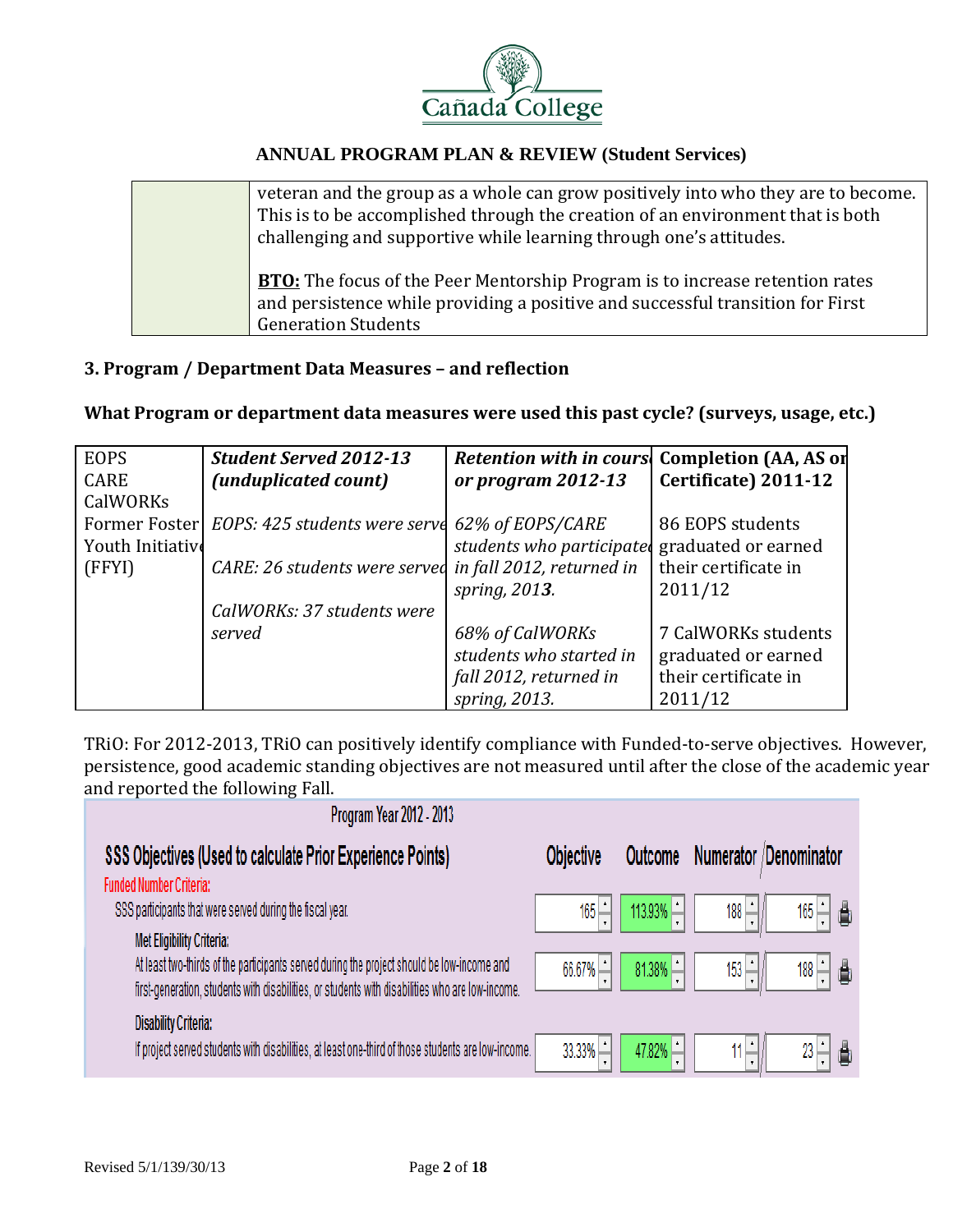| | veteran and the group as a whole can grow positively into who they are to become. This is to be accomplished through the creation of an environment that is both challenging and supportive while learning through one's attitudes.<br><br>**BTO:** The focus of the Peer Mentorship Program is to increase retention rates and persistence while providing a positive and successful transition for First Generation Students |
|---|---|

### 3. Program / Department Data Measures – and reflection

**What Program or department data measures were used this past cycle? (surveys, usage, etc.)**

| EOPS<br>CARE<br>CalWORKs<br>Former Foster Youth Initiative (FFYI) | ***Student Served 2012-13 (unduplicated count)*** | ***Retention with in course or program 2012-13*** | **Completion (AA, AS or Certificate) 2011-12** |
|---|---|---|---|
| | *EOPS: 425 students were served*<br><br>*CARE: 26 students were served*<br><br>*CalWORKs: 37 students were served* | *62% of EOPS/CARE students who participated in fall 2012, returned in spring, 2013.*<br><br>*68% of CalWORKs students who started in fall 2012, returned in spring, 2013.* | 86 EOPS students graduated or earned their certificate in 2011/12<br><br>7 CalWORKs students graduated or earned their certificate in 2011/12 |

TRiO: For 2012-2013, TRiO can positively identify compliance with Funded-to-serve objectives. However, persistence, good academic standing objectives are not measured until after the close of the academic year and reported the following Fall.

Program Year 2012 - 2013

| SSS Objectives (Used to calculate Prior Experience Points) | Objective | Outcome | Numerator | Denominator |
|---|---|---|---|---|
| **Funded Number Criteria:** SSS participants that were served during the fiscal year. | 165 | 113.93% | 188 | 165 |
| **Met Eligibility Criteria:** At least two-thirds of the participants served during the project should be low-income and first-generation, students with disabilities, or students with disabilities who are low-income. | 66.67% | 81.38% | 153 | 188 |
| **Disability Criteria:** If project served students with disabilities, at least one-third of those students are low-income. | 33.33% | 47.82% | 11 | 23 |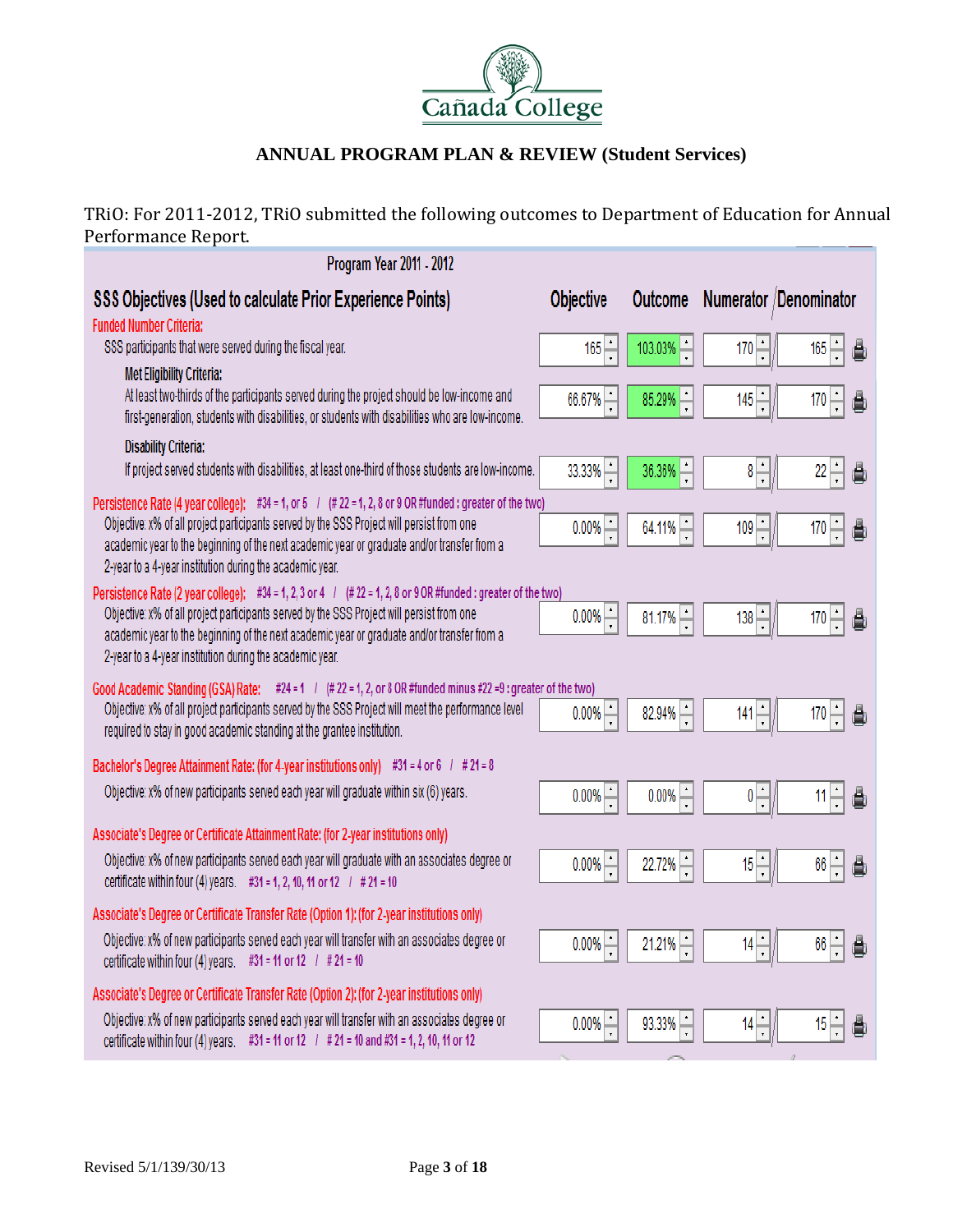ANNUAL PROGRAM PLAN & REVIEW (Student Services)

TRiO: For 2011-2012, TRiO submitted the following outcomes to Department of Education for Annual Performance Report.

**Program Year 2011 - 2012**

| SSS Objectives (Used to calculate Prior Experience Points) | Objective | Outcome | Numerator | Denominator |
|---|---|---|---|---|
| **Funded Number Criteria:** SSS participants that were served during the fiscal year. | 165 | 103.03% | 170 | 165 |
| **Met Eligibility Criteria:** At least two-thirds of the participants served during the project should be low-income and first-generation, students with disabilities, or students with disabilities who are low-income. | 66.67% | 85.29% | 145 | 170 |
| **Disability Criteria:** If project served students with disabilities, at least one-third of those students are low-income. | 33.33% | 36.36% | 8 | 22 |
| **Persistence Rate (4 year college):** #34 = 1, or 5 / (# 22 = 1, 2, 8 or 9 OR #funded : greater of the two) Objective: x% of all project participants served by the SSS Project will persist from one academic year to the beginning of the next academic year or graduate and/or transfer from a 2-year to a 4-year institution during the academic year. | 0.00% | 64.11% | 109 | 170 |
| **Persistence Rate (2 year college):** #34 = 1, 2, 3 or 4 / (# 22 = 1, 2, 8 or 9 OR #funded : greater of the two) Objective: x% of all project participants served by the SSS Project will persist from one academic year to the beginning of the next academic year or graduate and/or transfer from a 2-year to a 4-year institution during the academic year. | 0.00% | 81.17% | 138 | 170 |
| **Good Academic Standing (GSA) Rate:** #24 = 1 / (# 22 = 1, 2, or 8 OR #funded minus #22 =9 : greater of the two) Objective: x% of all project participants served by the SSS Project will meet the performance level required to stay in good academic standing at the grantee institution. | 0.00% | 82.94% | 141 | 170 |
| **Bachelor's Degree Attainment Rate: (for 4-year institutions only)** #31 = 4 or 6 / # 21 = 8 Objective: x% of new participants served each year will graduate within six (6) years. | 0.00% | 0.00% | 0 | 11 |
| **Associate's Degree or Certificate Attainment Rate: (for 2-year institutions only)** Objective: x% of new participants served each year will graduate with an associates degree or certificate within four (4) years. #31 = 1, 2, 10, 11 or 12 / # 21 = 10 | 0.00% | 22.72% | 15 | 66 |
| **Associate's Degree or Certificate Transfer Rate (Option 1): (for 2-year institutions only)** Objective: x% of new participants served each year will transfer with an associates degree or certificate within four (4) years. #31 = 11 or 12 / # 21 = 10 | 0.00% | 21.21% | 14 | 66 |
| **Associate's Degree or Certificate Transfer Rate (Option 2): (for 2-year institutions only)** Objective: x% of new participants served each year will transfer with an associates degree or certificate within four (4) years. #31 = 11 or 12 / # 21 = 10 and #31 = 1, 2, 10, 11 or 12 | 0.00% | 93.33% | 14 | 15 |

Revised 5/1/139/30/13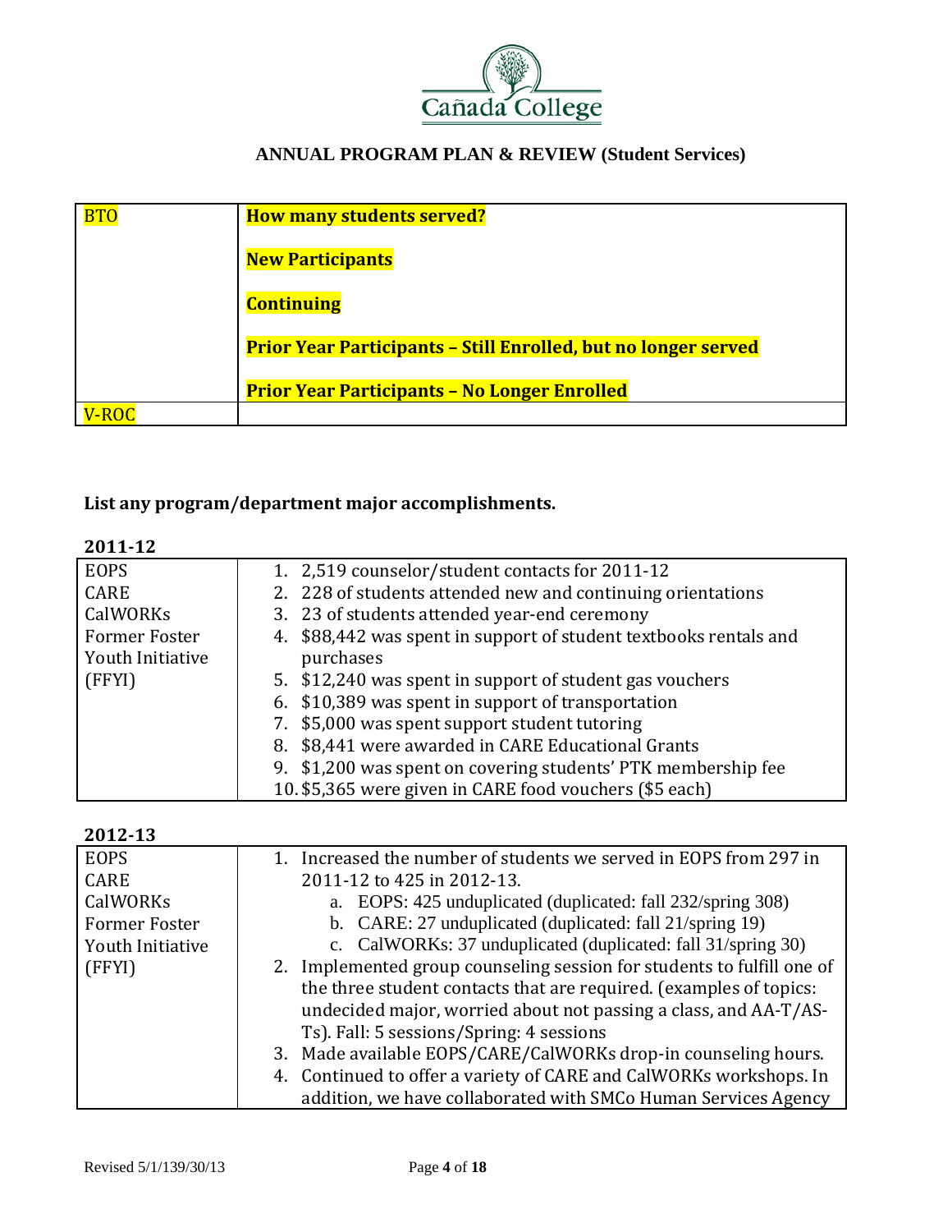**ANNUAL PROGRAM PLAN & REVIEW (Student Services)**

| BTO | **How many students served?**<br><br>**New Participants**<br><br>**Continuing**<br><br>**Prior Year Participants – Still Enrolled, but no longer served**<br><br>**Prior Year Participants – No Longer Enrolled** |
|---|---|
| V-ROC | |

**List any program/department major accomplishments.**

**2011-12**

| EOPS<br>CARE<br>CalWORKs<br>Former Foster Youth Initiative (FFYI) | 1. 2,519 counselor/student contacts for 2011-12<br>2. 228 of students attended new and continuing orientations<br>3. 23 of students attended year-end ceremony<br>4. $88,442 was spent in support of student textbooks rentals and purchases<br>5. $12,240 was spent in support of student gas vouchers<br>6. $10,389 was spent in support of transportation<br>7. $5,000 was spent support student tutoring<br>8. $8,441 were awarded in CARE Educational Grants<br>9. $1,200 was spent on covering students' PTK membership fee<br>10. $5,365 were given in CARE food vouchers ($5 each) |
|---|---|

**2012-13**

| EOPS<br>CARE<br>CalWORKs<br>Former Foster Youth Initiative (FFYI) | 1. Increased the number of students we served in EOPS from 297 in 2011-12 to 425 in 2012-13.<br>&nbsp;&nbsp;&nbsp;a. EOPS: 425 unduplicated (duplicated: fall 232/spring 308)<br>&nbsp;&nbsp;&nbsp;b. CARE: 27 unduplicated (duplicated: fall 21/spring 19)<br>&nbsp;&nbsp;&nbsp;c. CalWORKs: 37 unduplicated (duplicated: fall 31/spring 30)<br>2. Implemented group counseling session for students to fulfill one of the three student contacts that are required. (examples of topics: undecided major, worried about not passing a class, and AA-T/AS-Ts). Fall: 5 sessions/Spring: 4 sessions<br>3. Made available EOPS/CARE/CalWORKs drop-in counseling hours.<br>4. Continued to offer a variety of CARE and CalWORKs workshops. In addition, we have collaborated with SMCo Human Services Agency |
|---|---|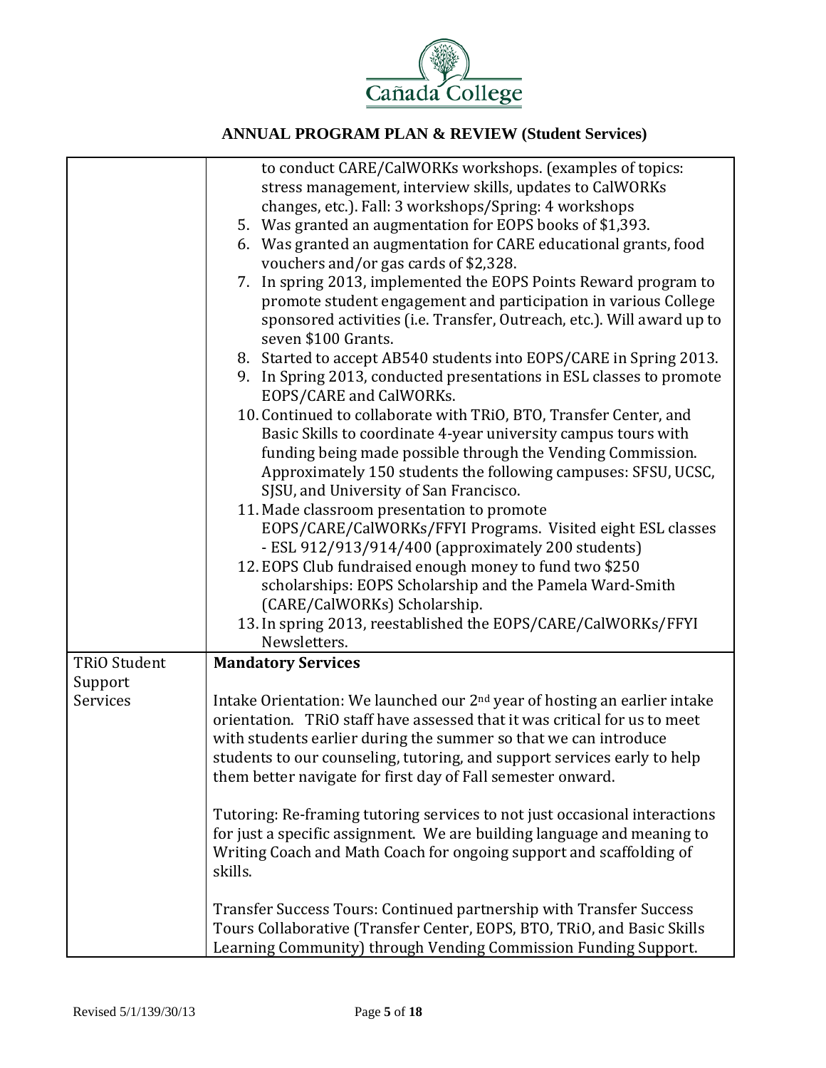| | |
|---|---|
| | to conduct CARE/CalWORKs workshops. (examples of topics: stress management, interview skills, updates to CalWORKs changes, etc.). Fall: 3 workshops/Spring: 4 workshops<br>5. Was granted an augmentation for EOPS books of $1,393.<br>6. Was granted an augmentation for CARE educational grants, food vouchers and/or gas cards of $2,328.<br>7. In spring 2013, implemented the EOPS Points Reward program to promote student engagement and participation in various College sponsored activities (i.e. Transfer, Outreach, etc.). Will award up to seven $100 Grants.<br>8. Started to accept AB540 students into EOPS/CARE in Spring 2013.<br>9. In Spring 2013, conducted presentations in ESL classes to promote EOPS/CARE and CalWORKs.<br>10. Continued to collaborate with TRiO, BTO, Transfer Center, and Basic Skills to coordinate 4-year university campus tours with funding being made possible through the Vending Commission. Approximately 150 students the following campuses: SFSU, UCSC, SJSU, and University of San Francisco.<br>11. Made classroom presentation to promote EOPS/CARE/CalWORKs/FFYI Programs. Visited eight ESL classes - ESL 912/913/914/400 (approximately 200 students)<br>12. EOPS Club fundraised enough money to fund two $250 scholarships: EOPS Scholarship and the Pamela Ward-Smith (CARE/CalWORKs) Scholarship.<br>13. In spring 2013, reestablished the EOPS/CARE/CalWORKs/FFYI Newsletters. |
| TRiO Student Support Services | **Mandatory Services**<br><br>Intake Orientation: We launched our 2nd year of hosting an earlier intake orientation. TRiO staff have assessed that it was critical for us to meet with students earlier during the summer so that we can introduce students to our counseling, tutoring, and support services early to help them better navigate for first day of Fall semester onward.<br><br>Tutoring: Re-framing tutoring services to not just occasional interactions for just a specific assignment. We are building language and meaning to Writing Coach and Math Coach for ongoing support and scaffolding of skills.<br><br>Transfer Success Tours: Continued partnership with Transfer Success Tours Collaborative (Transfer Center, EOPS, BTO, TRiO, and Basic Skills Learning Community) through Vending Commission Funding Support. |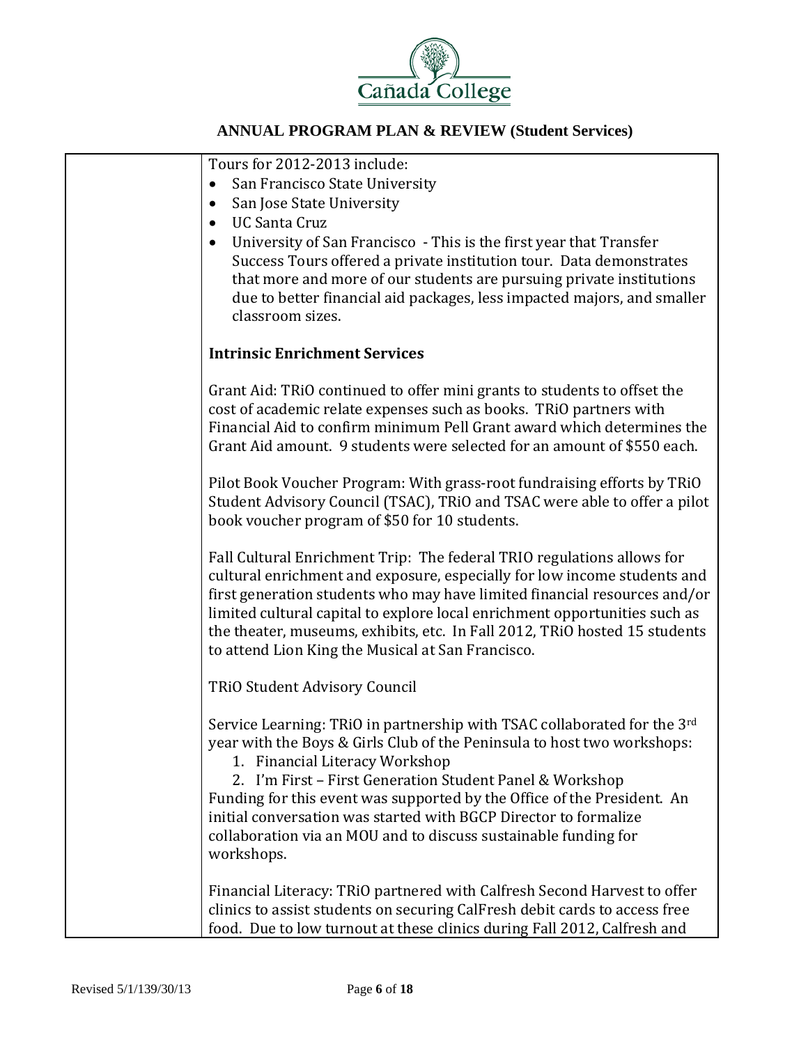Tours for 2012-2013 include:

- San Francisco State University
- San Jose State University
- UC Santa Cruz
- University of San Francisco - This is the first year that Transfer Success Tours offered a private institution tour. Data demonstrates that more and more of our students are pursuing private institutions due to better financial aid packages, less impacted majors, and smaller classroom sizes.

**Intrinsic Enrichment Services**

Grant Aid: TRiO continued to offer mini grants to students to offset the cost of academic relate expenses such as books. TRiO partners with Financial Aid to confirm minimum Pell Grant award which determines the Grant Aid amount. 9 students were selected for an amount of $550 each.

Pilot Book Voucher Program: With grass-root fundraising efforts by TRiO Student Advisory Council (TSAC), TRiO and TSAC were able to offer a pilot book voucher program of $50 for 10 students.

Fall Cultural Enrichment Trip: The federal TRIO regulations allows for cultural enrichment and exposure, especially for low income students and first generation students who may have limited financial resources and/or limited cultural capital to explore local enrichment opportunities such as the theater, museums, exhibits, etc. In Fall 2012, TRiO hosted 15 students to attend Lion King the Musical at San Francisco.

TRiO Student Advisory Council

Service Learning: TRiO in partnership with TSAC collaborated for the 3rd year with the Boys & Girls Club of the Peninsula to host two workshops:

1. Financial Literacy Workshop
2. I'm First – First Generation Student Panel & Workshop

Funding for this event was supported by the Office of the President. An initial conversation was started with BGCP Director to formalize collaboration via an MOU and to discuss sustainable funding for workshops.

Financial Literacy: TRiO partnered with Calfresh Second Harvest to offer clinics to assist students on securing CalFresh debit cards to access free food. Due to low turnout at these clinics during Fall 2012, Calfresh and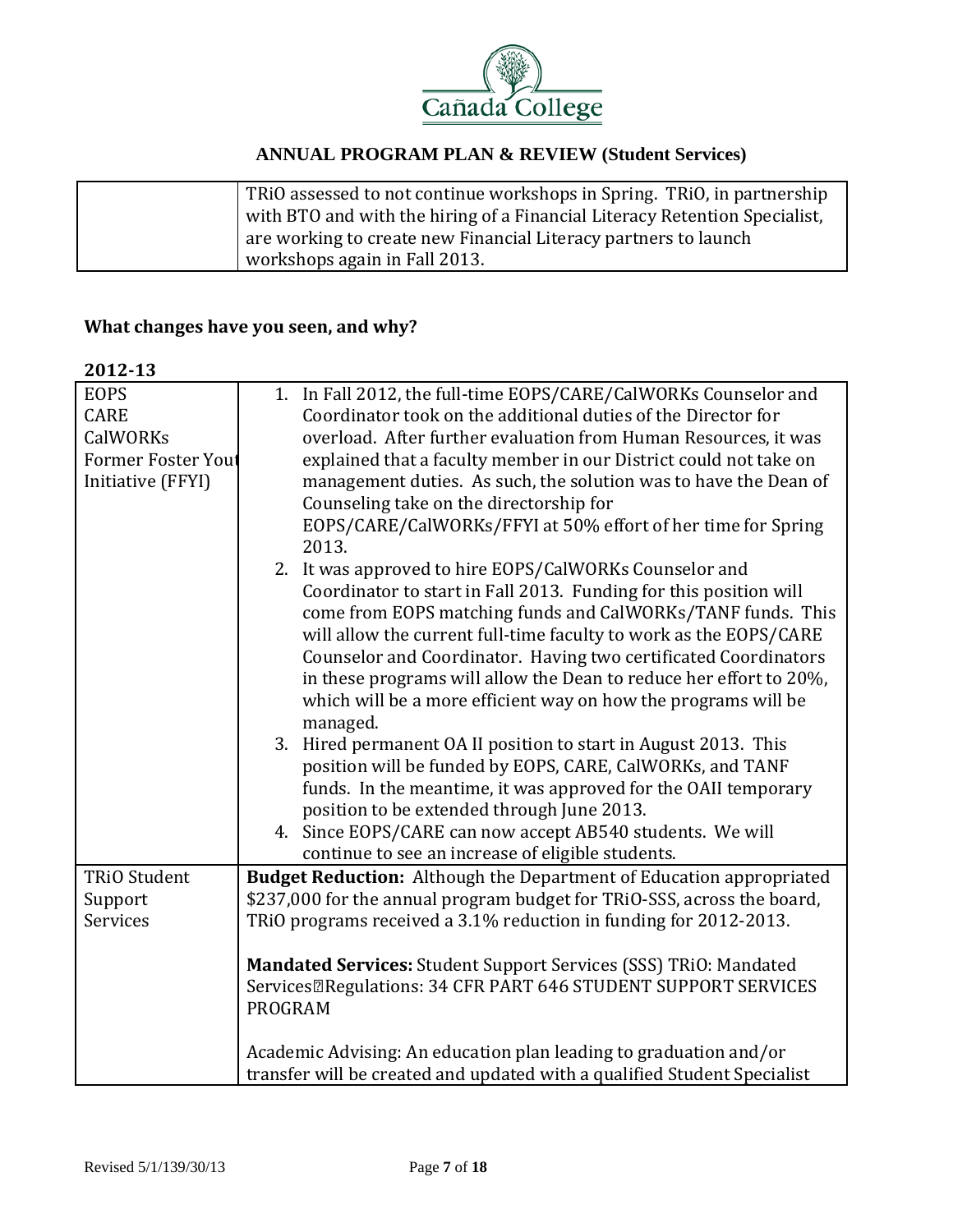| | |
|---|---|
| | TRiO assessed to not continue workshops in Spring. TRiO, in partnership with BTO and with the hiring of a Financial Literacy Retention Specialist, are working to create new Financial Literacy partners to launch workshops again in Fall 2013. |

**What changes have you seen, and why?**

**2012-13**

| | |
|---|---|
| EOPS<br>CARE<br>CalWORKs<br>Former Foster Youth Initiative (FFYI) | 1. In Fall 2012, the full-time EOPS/CARE/CalWORKs Counselor and Coordinator took on the additional duties of the Director for overload. After further evaluation from Human Resources, it was explained that a faculty member in our District could not take on management duties. As such, the solution was to have the Dean of Counseling take on the directorship for EOPS/CARE/CalWORKs/FFYI at 50% effort of her time for Spring 2013.<br>2. It was approved to hire EOPS/CalWORKs Counselor and Coordinator to start in Fall 2013. Funding for this position will come from EOPS matching funds and CalWORKs/TANF funds. This will allow the current full-time faculty to work as the EOPS/CARE Counselor and Coordinator. Having two certificated Coordinators in these programs will allow the Dean to reduce her effort to 20%, which will be a more efficient way on how the programs will be managed.<br>3. Hired permanent OA II position to start in August 2013. This position will be funded by EOPS, CARE, CalWORKs, and TANF funds. In the meantime, it was approved for the OAII temporary position to be extended through June 2013.<br>4. Since EOPS/CARE can now accept AB540 students. We will continue to see an increase of eligible students. |
| TRiO Student Support Services | **Budget Reduction:** Although the Department of Education appropriated $237,000 for the annual program budget for TRiO-SSS, across the board, TRiO programs received a 3.1% reduction in funding for 2012-2013.<br><br>**Mandated Services:** Student Support Services (SSS) TRiO: Mandated Services Regulations: 34 CFR PART 646 STUDENT SUPPORT SERVICES PROGRAM<br><br>Academic Advising: An education plan leading to graduation and/or transfer will be created and updated with a qualified Student Specialist |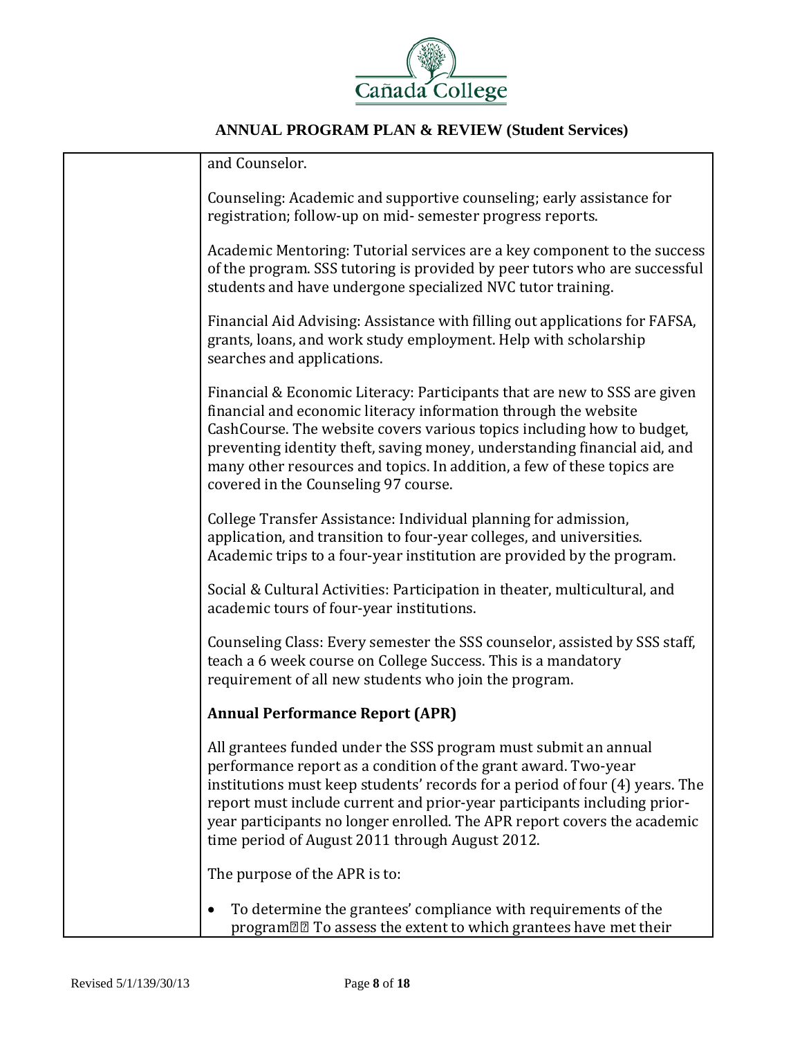and Counselor.

Counseling: Academic and supportive counseling; early assistance for registration; follow-up on mid- semester progress reports.

Academic Mentoring: Tutorial services are a key component to the success of the program. SSS tutoring is provided by peer tutors who are successful students and have undergone specialized NVC tutor training.

Financial Aid Advising: Assistance with filling out applications for FAFSA, grants, loans, and work study employment. Help with scholarship searches and applications.

Financial & Economic Literacy: Participants that are new to SSS are given financial and economic literacy information through the website CashCourse. The website covers various topics including how to budget, preventing identity theft, saving money, understanding financial aid, and many other resources and topics. In addition, a few of these topics are covered in the Counseling 97 course.

College Transfer Assistance: Individual planning for admission, application, and transition to four-year colleges, and universities. Academic trips to a four-year institution are provided by the program.

Social & Cultural Activities: Participation in theater, multicultural, and academic tours of four-year institutions.

Counseling Class: Every semester the SSS counselor, assisted by SSS staff, teach a 6 week course on College Success. This is a mandatory requirement of all new students who join the program.

**Annual Performance Report (APR)**

All grantees funded under the SSS program must submit an annual performance report as a condition of the grant award. Two-year institutions must keep students' records for a period of four (4) years. The report must include current and prior-year participants including prior-year participants no longer enrolled. The APR report covers the academic time period of August 2011 through August 2012.

The purpose of the APR is to:

- To determine the grantees' compliance with requirements of the program�� To assess the extent to which grantees have met their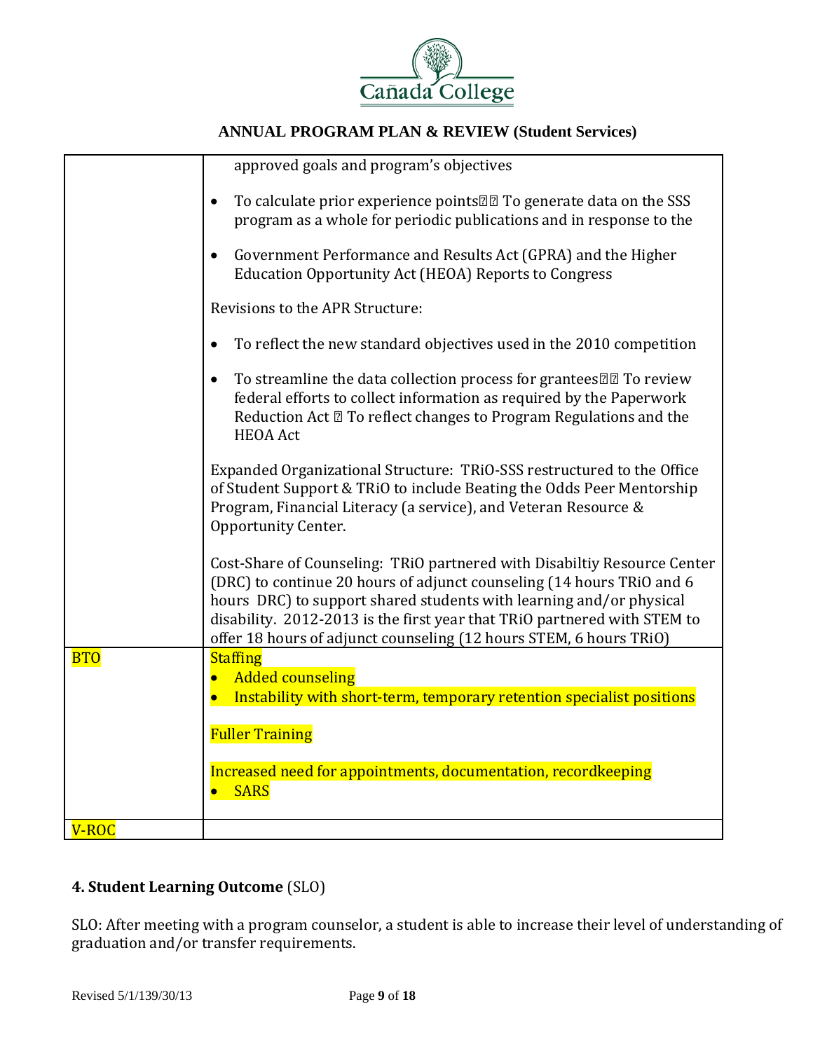| | |
|---|---|
| | approved goals and program's objectives<br>• To calculate prior experience points To generate data on the SSS program as a whole for periodic publications and in response to the<br>• Government Performance and Results Act (GPRA) and the Higher Education Opportunity Act (HEOA) Reports to Congress<br><br>Revisions to the APR Structure:<br>• To reflect the new standard objectives used in the 2010 competition<br>• To streamline the data collection process for grantees To review federal efforts to collect information as required by the Paperwork Reduction Act To reflect changes to Program Regulations and the HEOA Act<br><br>Expanded Organizational Structure: TRiO-SSS restructured to the Office of Student Support & TRiO to include Beating the Odds Peer Mentorship Program, Financial Literacy (a service), and Veteran Resource & Opportunity Center.<br><br>Cost-Share of Counseling: TRiO partnered with Disabiltiy Resource Center (DRC) to continue 20 hours of adjunct counseling (14 hours TRiO and 6 hours DRC) to support shared students with learning and/or physical disability. 2012-2013 is the first year that TRiO partnered with STEM to offer 18 hours of adjunct counseling (12 hours STEM, 6 hours TRiO) |
| BTO | Staffing<br>• Added counseling<br>• Instability with short-term, temporary retention specialist positions<br><br>Fuller Training<br><br>Increased need for appointments, documentation, recordkeeping<br>• SARS |
| V-ROC | |

**4. Student Learning Outcome** (SLO)

SLO: After meeting with a program counselor, a student is able to increase their level of understanding of graduation and/or transfer requirements.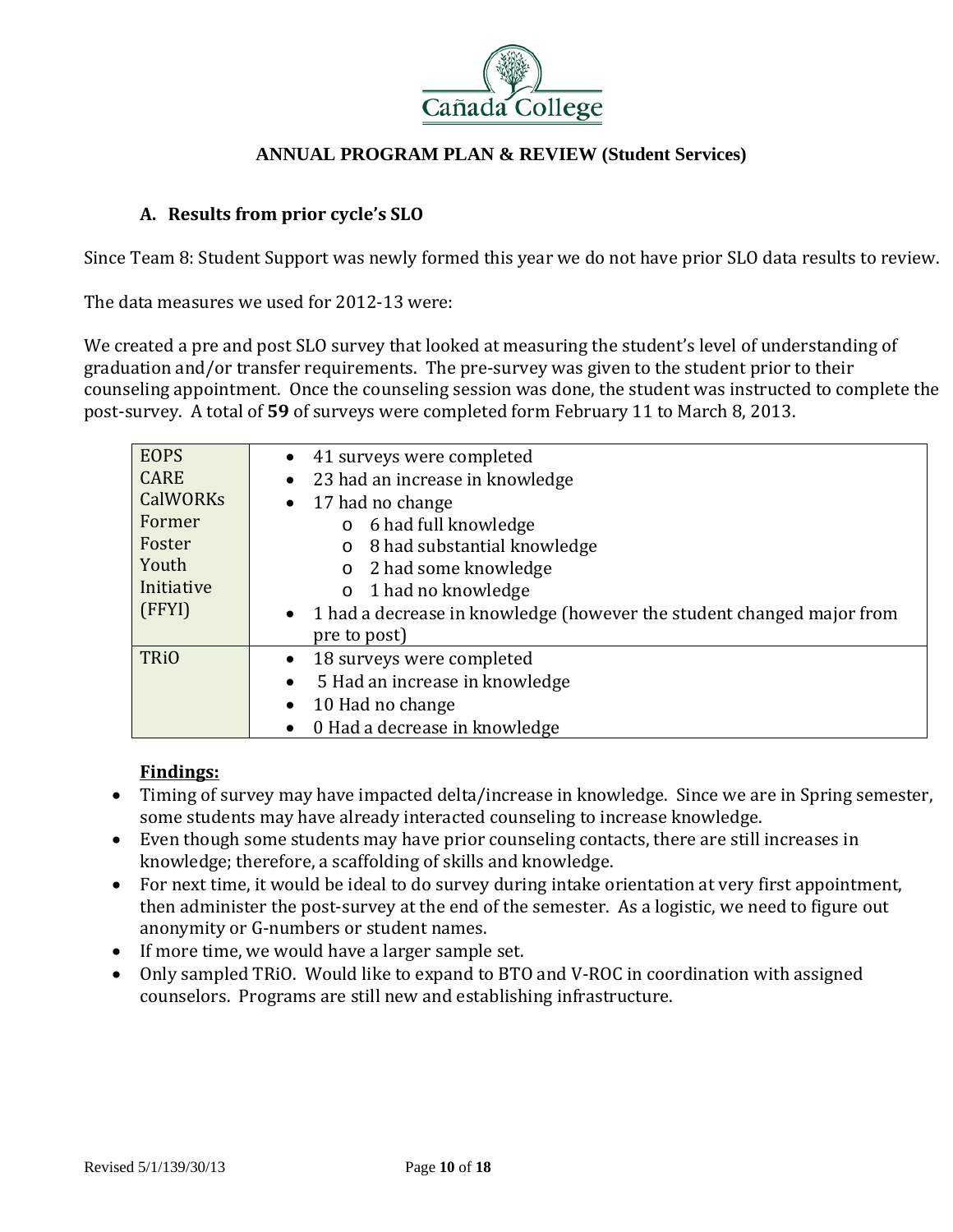Cañada College

**ANNUAL PROGRAM PLAN & REVIEW (Student Services)**

### A. Results from prior cycle's SLO

Since Team 8: Student Support was newly formed this year we do not have prior SLO data results to review.

The data measures we used for 2012-13 were:

We created a pre and post SLO survey that looked at measuring the student's level of understanding of graduation and/or transfer requirements. The pre-survey was given to the student prior to their counseling appointment. Once the counseling session was done, the student was instructed to complete the post-survey. A total of **59** of surveys were completed form February 11 to March 8, 2013.

| | |
|---|---|
| EOPS<br>CARE<br>CalWORKs<br>Former Foster Youth Initiative (FFYI) | • 41 surveys were completed<br>• 23 had an increase in knowledge<br>• 17 had no change<br>&nbsp;&nbsp;&nbsp;&nbsp;o 6 had full knowledge<br>&nbsp;&nbsp;&nbsp;&nbsp;o 8 had substantial knowledge<br>&nbsp;&nbsp;&nbsp;&nbsp;o 2 had some knowledge<br>&nbsp;&nbsp;&nbsp;&nbsp;o 1 had no knowledge<br>• 1 had a decrease in knowledge (however the student changed major from pre to post) |
| TRiO | • 18 surveys were completed<br>• 5 Had an increase in knowledge<br>• 10 Had no change<br>• 0 Had a decrease in knowledge |

**Findings:**

- Timing of survey may have impacted delta/increase in knowledge. Since we are in Spring semester, some students may have already interacted counseling to increase knowledge.
- Even though some students may have prior counseling contacts, there are still increases in knowledge; therefore, a scaffolding of skills and knowledge.
- For next time, it would be ideal to do survey during intake orientation at very first appointment, then administer the post-survey at the end of the semester. As a logistic, we need to figure out anonymity or G-numbers or student names.
- If more time, we would have a larger sample set.
- Only sampled TRiO. Would like to expand to BTO and V-ROC in coordination with assigned counselors. Programs are still new and establishing infrastructure.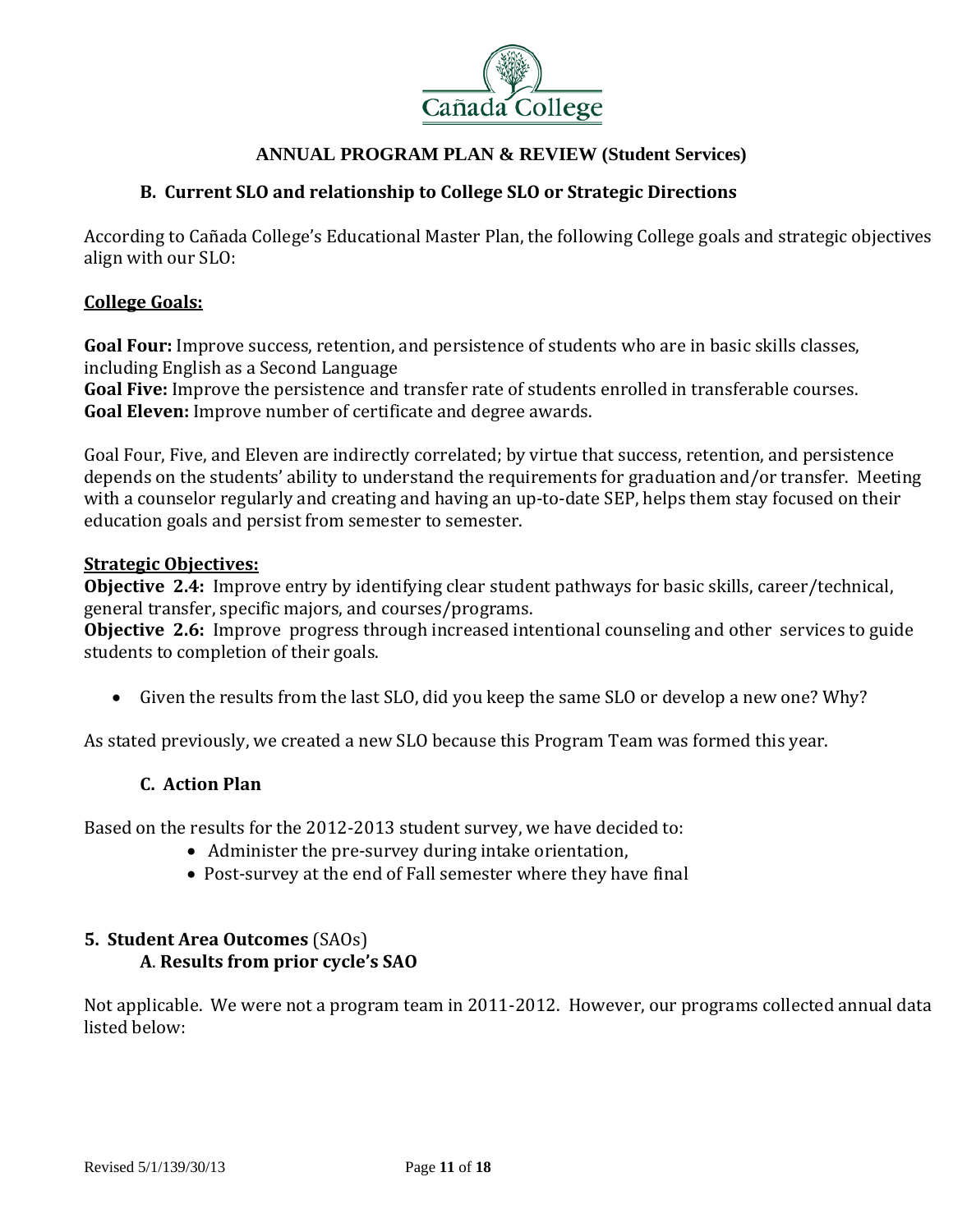**ANNUAL PROGRAM PLAN & REVIEW (Student Services)**

### B. Current SLO and relationship to College SLO or Strategic Directions

According to Cañada College's Educational Master Plan, the following College goals and strategic objectives align with our SLO:

**College Goals:**

**Goal Four:** Improve success, retention, and persistence of students who are in basic skills classes, including English as a Second Language
**Goal Five:** Improve the persistence and transfer rate of students enrolled in transferable courses.
**Goal Eleven:** Improve number of certificate and degree awards.

Goal Four, Five, and Eleven are indirectly correlated; by virtue that success, retention, and persistence depends on the students' ability to understand the requirements for graduation and/or transfer. Meeting with a counselor regularly and creating and having an up-to-date SEP, helps them stay focused on their education goals and persist from semester to semester.

**Strategic Objectives:**
**Objective 2.4:** Improve entry by identifying clear student pathways for basic skills, career/technical, general transfer, specific majors, and courses/programs.
**Objective 2.6:** Improve progress through increased intentional counseling and other services to guide students to completion of their goals.

- Given the results from the last SLO, did you keep the same SLO or develop a new one? Why?

As stated previously, we created a new SLO because this Program Team was formed this year.

### C. Action Plan

Based on the results for the 2012-2013 student survey, we have decided to:

- Administer the pre-survey during intake orientation,
- Post-survey at the end of Fall semester where they have final

## 5. Student Area Outcomes (SAOs)

### A. Results from prior cycle's SAO

Not applicable. We were not a program team in 2011-2012. However, our programs collected annual data listed below: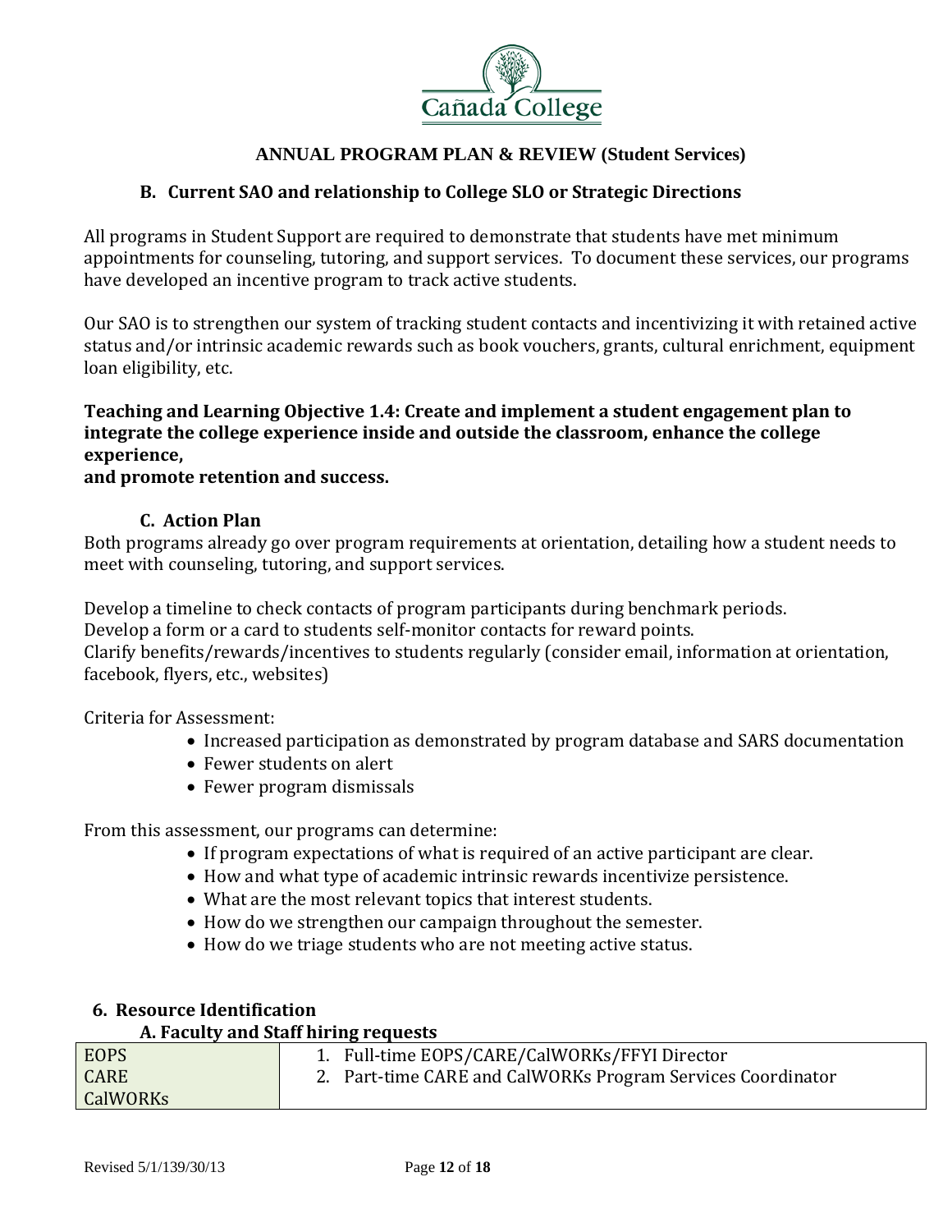**ANNUAL PROGRAM PLAN & REVIEW (Student Services)**

### B. Current SAO and relationship to College SLO or Strategic Directions

All programs in Student Support are required to demonstrate that students have met minimum appointments for counseling, tutoring, and support services. To document these services, our programs have developed an incentive program to track active students.

Our SAO is to strengthen our system of tracking student contacts and incentivizing it with retained active status and/or intrinsic academic rewards such as book vouchers, grants, cultural enrichment, equipment loan eligibility, etc.

**Teaching and Learning Objective 1.4: Create and implement a student engagement plan to integrate the college experience inside and outside the classroom, enhance the college experience,
and promote retention and success.**

### C. Action Plan

Both programs already go over program requirements at orientation, detailing how a student needs to meet with counseling, tutoring, and support services.

Develop a timeline to check contacts of program participants during benchmark periods.
Develop a form or a card to students self-monitor contacts for reward points.
Clarify benefits/rewards/incentives to students regularly (consider email, information at orientation, facebook, flyers, etc., websites)

Criteria for Assessment:

- Increased participation as demonstrated by program database and SARS documentation
- Fewer students on alert
- Fewer program dismissals

From this assessment, our programs can determine:

- If program expectations of what is required of an active participant are clear.
- How and what type of academic intrinsic rewards incentivize persistence.
- What are the most relevant topics that interest students.
- How do we strengthen our campaign throughout the semester.
- How do we triage students who are not meeting active status.

## 6. Resource Identification

### A. Faculty and Staff hiring requests

| Program | Requests |
| --- | --- |
| EOPS<br>CARE<br>CalWORKs | 1. Full-time EOPS/CARE/CalWORKs/FFYI Director<br>2. Part-time CARE and CalWORKs Program Services Coordinator |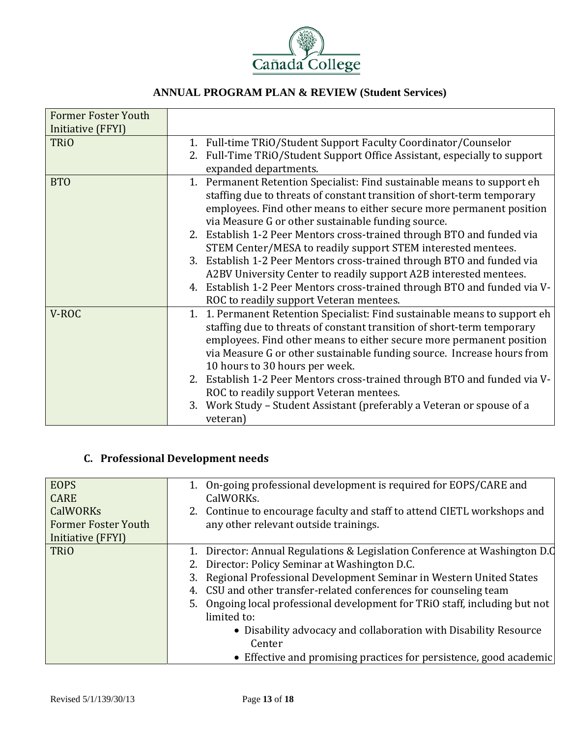## ANNUAL PROGRAM PLAN & REVIEW (Student Services)

| | |
|---|---|
| Former Foster Youth Initiative (FFYI) | |
| TRiO | 1. Full-time TRiO/Student Support Faculty Coordinator/Counselor<br>2. Full-Time TRiO/Student Support Office Assistant, especially to support expanded departments. |
| BTO | 1. Permanent Retention Specialist: Find sustainable means to support eh staffing due to threats of constant transition of short-term temporary employees. Find other means to either secure more permanent position via Measure G or other sustainable funding source.<br>2. Establish 1-2 Peer Mentors cross-trained through BTO and funded via STEM Center/MESA to readily support STEM interested mentees.<br>3. Establish 1-2 Peer Mentors cross-trained through BTO and funded via A2BV University Center to readily support A2B interested mentees.<br>4. Establish 1-2 Peer Mentors cross-trained through BTO and funded via V-ROC to readily support Veteran mentees. |
| V-ROC | 1. 1. Permanent Retention Specialist: Find sustainable means to support eh staffing due to threats of constant transition of short-term temporary employees. Find other means to either secure more permanent position via Measure G or other sustainable funding source. Increase hours from 10 hours to 30 hours per week.<br>2. Establish 1-2 Peer Mentors cross-trained through BTO and funded via V-ROC to readily support Veteran mentees.<br>3. Work Study – Student Assistant (preferably a Veteran or spouse of a veteran) |

### C. Professional Development needs

| | |
|---|---|
| EOPS<br>CARE<br>CalWORKs<br>Former Foster Youth Initiative (FFYI) | 1. On-going professional development is required for EOPS/CARE and CalWORKs.<br>2. Continue to encourage faculty and staff to attend CIETL workshops and any other relevant outside trainings. |
| TRiO | 1. Director: Annual Regulations & Legislation Conference at Washington D.C<br>2. Director: Policy Seminar at Washington D.C.<br>3. Regional Professional Development Seminar in Western United States<br>4. CSU and other transfer-related conferences for counseling team<br>5. Ongoing local professional development for TRiO staff, including but not limited to:<br>• Disability advocacy and collaboration with Disability Resource Center<br>• Effective and promising practices for persistence, good academic |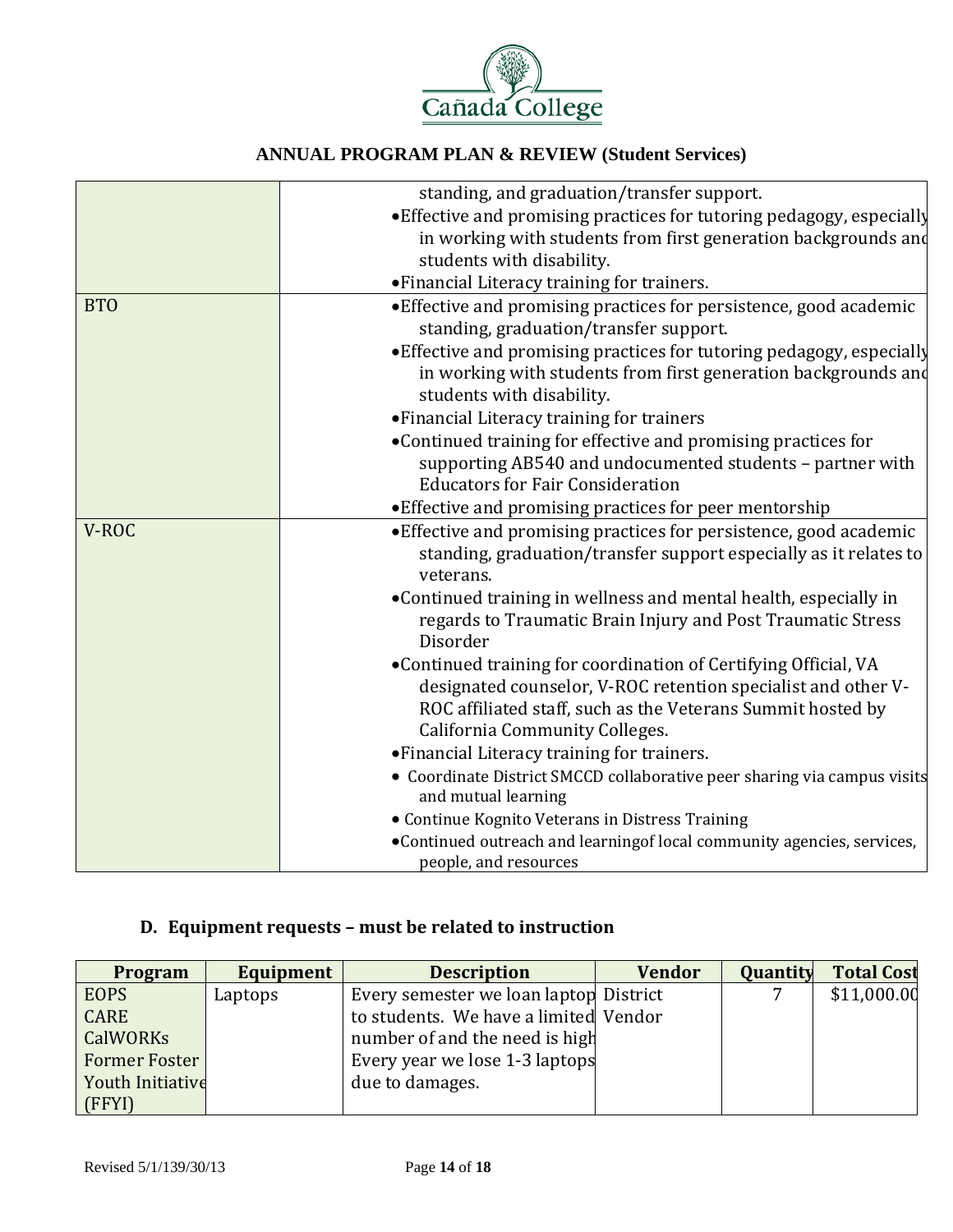| | |
|---|---|
| | • standing, and graduation/transfer support.<br>• Effective and promising practices for tutoring pedagogy, especially in working with students from first generation backgrounds and students with disability.<br>• Financial Literacy training for trainers. |
| BTO | • Effective and promising practices for persistence, good academic standing, graduation/transfer support.<br>• Effective and promising practices for tutoring pedagogy, especially in working with students from first generation backgrounds and students with disability.<br>• Financial Literacy training for trainers<br>• Continued training for effective and promising practices for supporting AB540 and undocumented students – partner with Educators for Fair Consideration<br>• Effective and promising practices for peer mentorship |
| V-ROC | • Effective and promising practices for persistence, good academic standing, graduation/transfer support especially as it relates to veterans.<br>• Continued training in wellness and mental health, especially in regards to Traumatic Brain Injury and Post Traumatic Stress Disorder<br>• Continued training for coordination of Certifying Official, VA designated counselor, V-ROC retention specialist and other V-ROC affiliated staff, such as the Veterans Summit hosted by California Community Colleges.<br>• Financial Literacy training for trainers.<br>• Coordinate District SMCCD collaborative peer sharing via campus visits and mutual learning<br>• Continue Kognito Veterans in Distress Training<br>• Continued outreach and learningof local community agencies, services, people, and resources |

### D. Equipment requests – must be related to instruction

| Program | Equipment | Description | Vendor | Quantity | Total Cost |
|---|---|---|---|---|---|
| EOPS<br>CARE<br>CalWORKs<br>Former Foster Youth Initiative (FFYI) | Laptops | Every semester we loan laptop to students. We have a limited number of and the need is high Every year we lose 1-3 laptops due to damages. | District Vendor | 7 | $11,000.00 |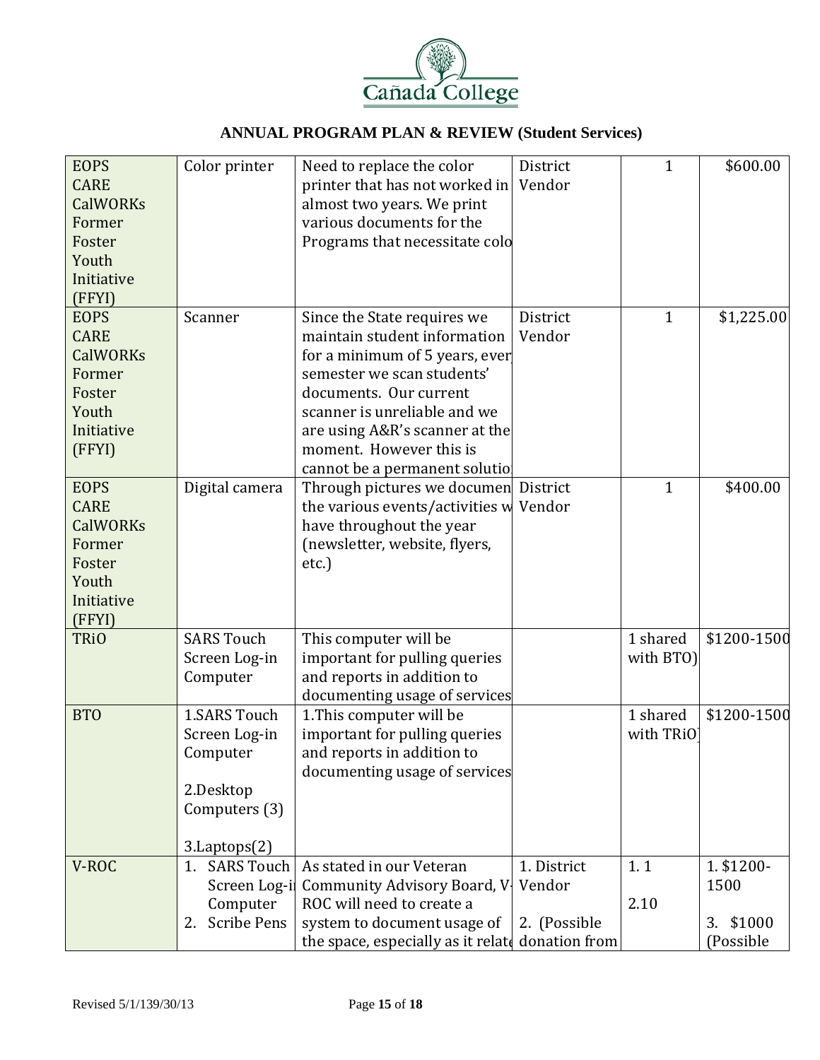# ANNUAL PROGRAM PLAN & REVIEW (Student Services)

| | | | | | |
|---|---|---|---|---|---|
| EOPS CARE CalWORKs Former Foster Youth Initiative (FFYI) | Color printer | Need to replace the color printer that has not worked in almost two years. We print various documents for the Programs that necessitate colo | District Vendor | 1 | $600.00 |
| EOPS CARE CalWORKs Former Foster Youth Initiative (FFYI) | Scanner | Since the State requires we maintain student information for a minimum of 5 years, ever semester we scan students' documents. Our current scanner is unreliable and we are using A&R's scanner at the moment. However this is cannot be a permanent solutio | District Vendor | 1 | $1,225.00 |
| EOPS CARE CalWORKs Former Foster Youth Initiative (FFYI) | Digital camera | Through pictures we documen the various events/activities w have throughout the year (newsletter, website, flyers, etc.) | District Vendor | 1 | $400.00 |
| TRiO | SARS Touch Screen Log-in Computer | This computer will be important for pulling queries and reports in addition to documenting usage of services | | 1 shared with BTO) | $1200-1500 |
| BTO | 1.SARS Touch Screen Log-in Computer<br><br>2.Desktop Computers (3)<br><br>3.Laptops(2) | 1.This computer will be important for pulling queries and reports in addition to documenting usage of services | | 1 shared with TRiO] | $1200-1500 |
| V-ROC | 1. SARS Touch Screen Log-i Computer<br>2. Scribe Pens | As stated in our Veteran Community Advisory Board, V- ROC will need to create a system to document usage of the space, especially as it relat | 1. District Vendor<br><br>2. (Possible donation from | 1. 1<br><br>2.10 | 1. $1200-1500<br><br>3. $1000 (Possible |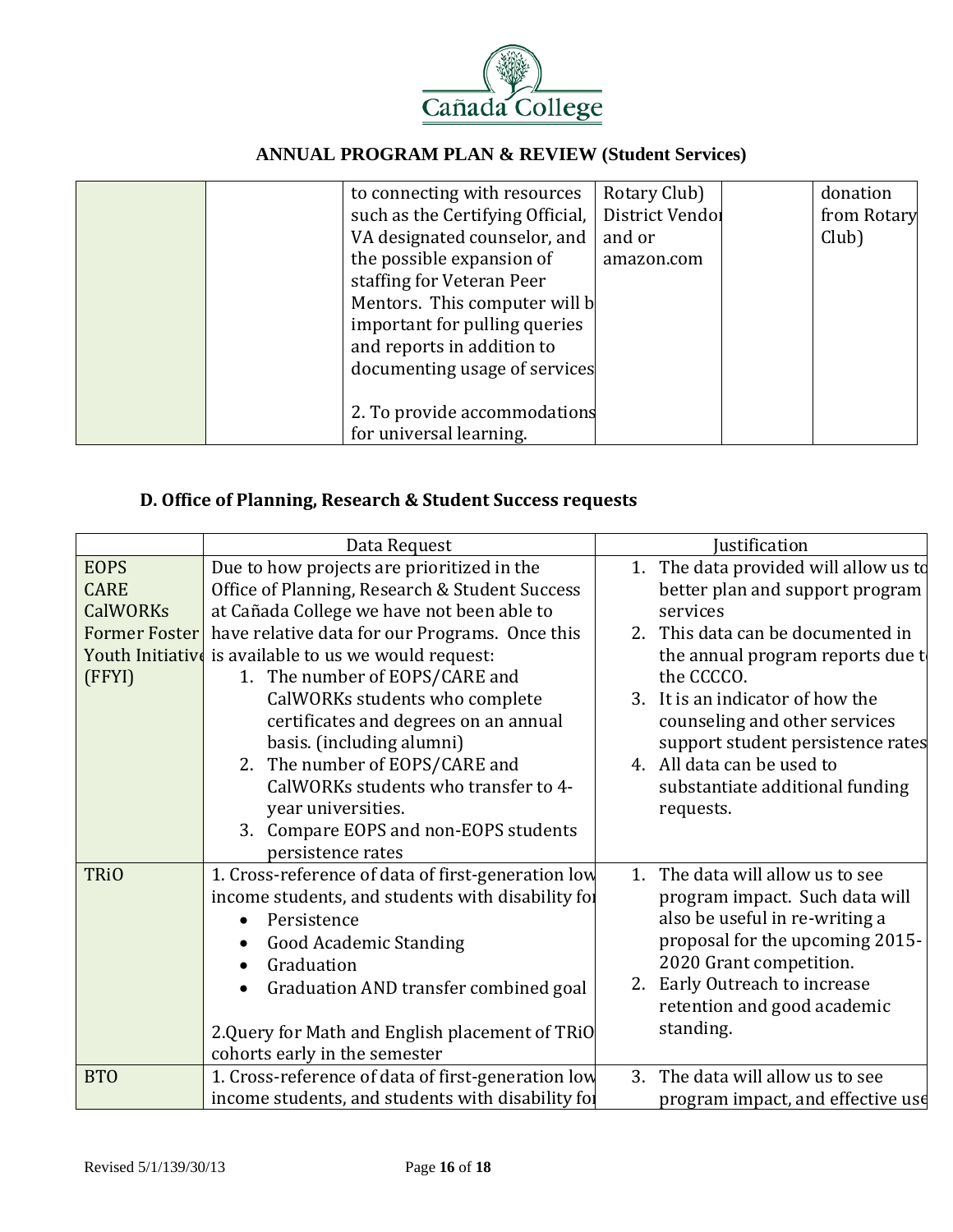# ANNUAL PROGRAM PLAN & REVIEW (Student Services)

| | | | | | |
|---|---|---|---|---|---|
| | | to connecting with resources such as the Certifying Official, VA designated counselor, and the possible expansion of staffing for Veteran Peer Mentors. This computer will b important for pulling queries and reports in addition to documenting usage of services<br><br>2. To provide accommodations for universal learning. | Rotary Club) District Vendor and or amazon.com | | donation from Rotary Club) |

## D. Office of Planning, Research & Student Success requests

| | Data Request | Justification |
|---|---|---|
| EOPS<br>CARE<br>CalWORKs<br>Former Foster Youth Initiative (FFYI) | Due to how projects are prioritized in the Office of Planning, Research & Student Success at Cañada College we have not been able to have relative data for our Programs. Once this is available to us we would request:<br>1. The number of EOPS/CARE and CalWORKs students who complete certificates and degrees on an annual basis. (including alumni)<br>2. The number of EOPS/CARE and CalWORKs students who transfer to 4-year universities.<br>3. Compare EOPS and non-EOPS students persistence rates | 1. The data provided will allow us to better plan and support program services<br>2. This data can be documented in the annual program reports due to the CCCCO.<br>3. It is an indicator of how the counseling and other services support student persistence rates<br>4. All data can be used to substantiate additional funding requests. |
| TRiO | 1. Cross-reference of data of first-generation low income students, and students with disability for<br>• Persistence<br>• Good Academic Standing<br>• Graduation<br>• Graduation AND transfer combined goal<br><br>2.Query for Math and English placement of TRiO cohorts early in the semester | 1. The data will allow us to see program impact. Such data will also be useful in re-writing a proposal for the upcoming 2015-2020 Grant competition.<br>2. Early Outreach to increase retention and good academic standing. |
| BTO | 1. Cross-reference of data of first-generation low income students, and students with disability for | 3. The data will allow us to see program impact, and effective use |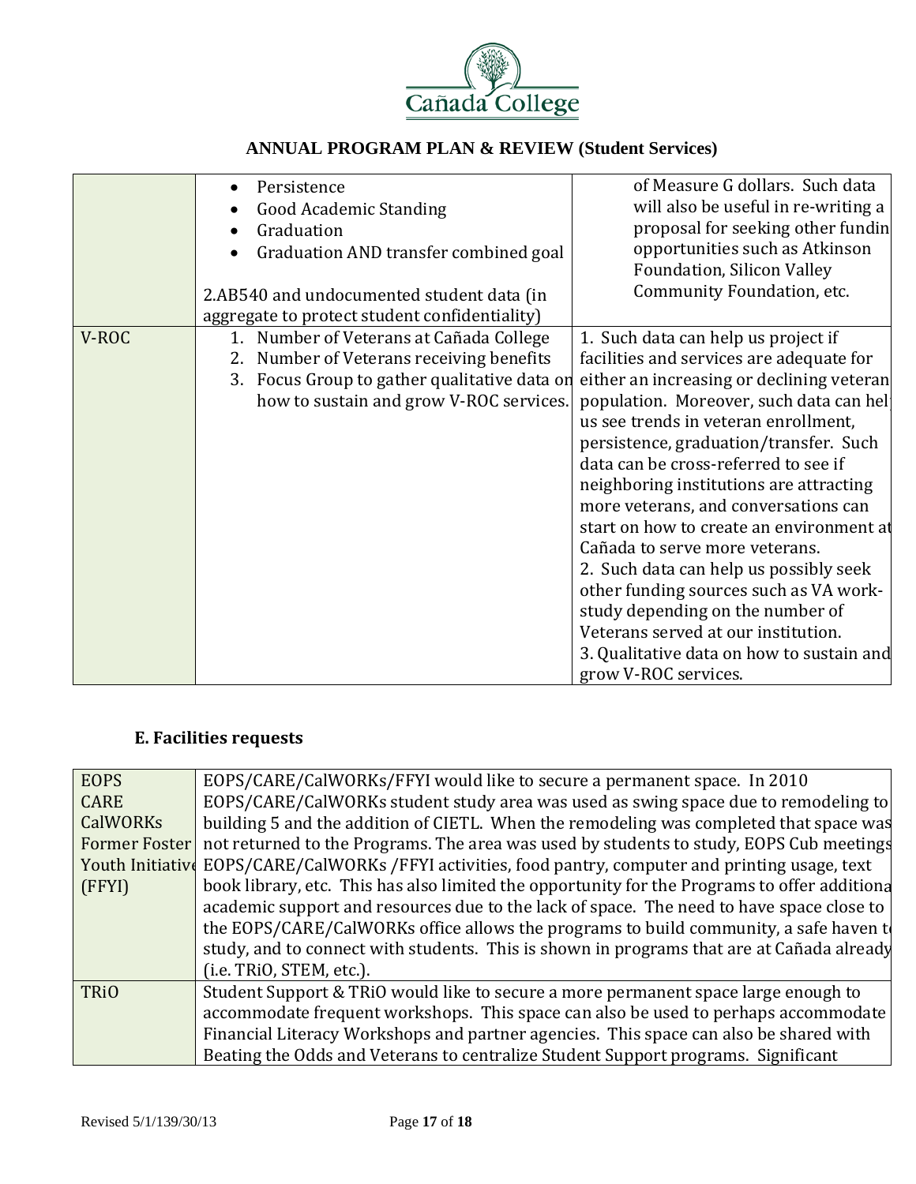# ANNUAL PROGRAM PLAN & REVIEW (Student Services)

| | | |
|---|---|---|
| | • Persistence<br>• Good Academic Standing<br>• Graduation<br>• Graduation AND transfer combined goal<br><br>2.AB540 and undocumented student data (in aggregate to protect student confidentiality) | of Measure G dollars. Such data will also be useful in re-writing a proposal for seeking other fundin opportunities such as Atkinson Foundation, Silicon Valley Community Foundation, etc. |
| V-ROC | 1. Number of Veterans at Cañada College<br>2. Number of Veterans receiving benefits<br>3. Focus Group to gather qualitative data on how to sustain and grow V-ROC services. | 1. Such data can help us project if facilities and services are adequate for either an increasing or declining veteran population. Moreover, such data can hel us see trends in veteran enrollment, persistence, graduation/transfer. Such data can be cross-referred to see if neighboring institutions are attracting more veterans, and conversations can start on how to create an environment at Cañada to serve more veterans.<br>2. Such data can help us possibly seek other funding sources such as VA work-study depending on the number of Veterans served at our institution.<br>3. Qualitative data on how to sustain and grow V-ROC services. |

## E. Facilities requests

| | |
|---|---|
| EOPS<br>CARE<br>CalWORKs<br>Former Foster Youth Initiative (FFYI) | EOPS/CARE/CalWORKs/FFYI would like to secure a permanent space. In 2010 EOPS/CARE/CalWORKs student study area was used as swing space due to remodeling to building 5 and the addition of CIETL. When the remodeling was completed that space was not returned to the Programs. The area was used by students to study, EOPS Cub meetings EOPS/CARE/CalWORKs /FFYI activities, food pantry, computer and printing usage, text book library, etc. This has also limited the opportunity for the Programs to offer additiona academic support and resources due to the lack of space. The need to have space close to the EOPS/CARE/CalWORKs office allows the programs to build community, a safe haven to study, and to connect with students. This is shown in programs that are at Cañada already (i.e. TRiO, STEM, etc.). |
| TRiO | Student Support & TRiO would like to secure a more permanent space large enough to accommodate frequent workshops. This space can also be used to perhaps accommodate Financial Literacy Workshops and partner agencies. This space can also be shared with Beating the Odds and Veterans to centralize Student Support programs. Significant |

Revised 5/1/139/30/13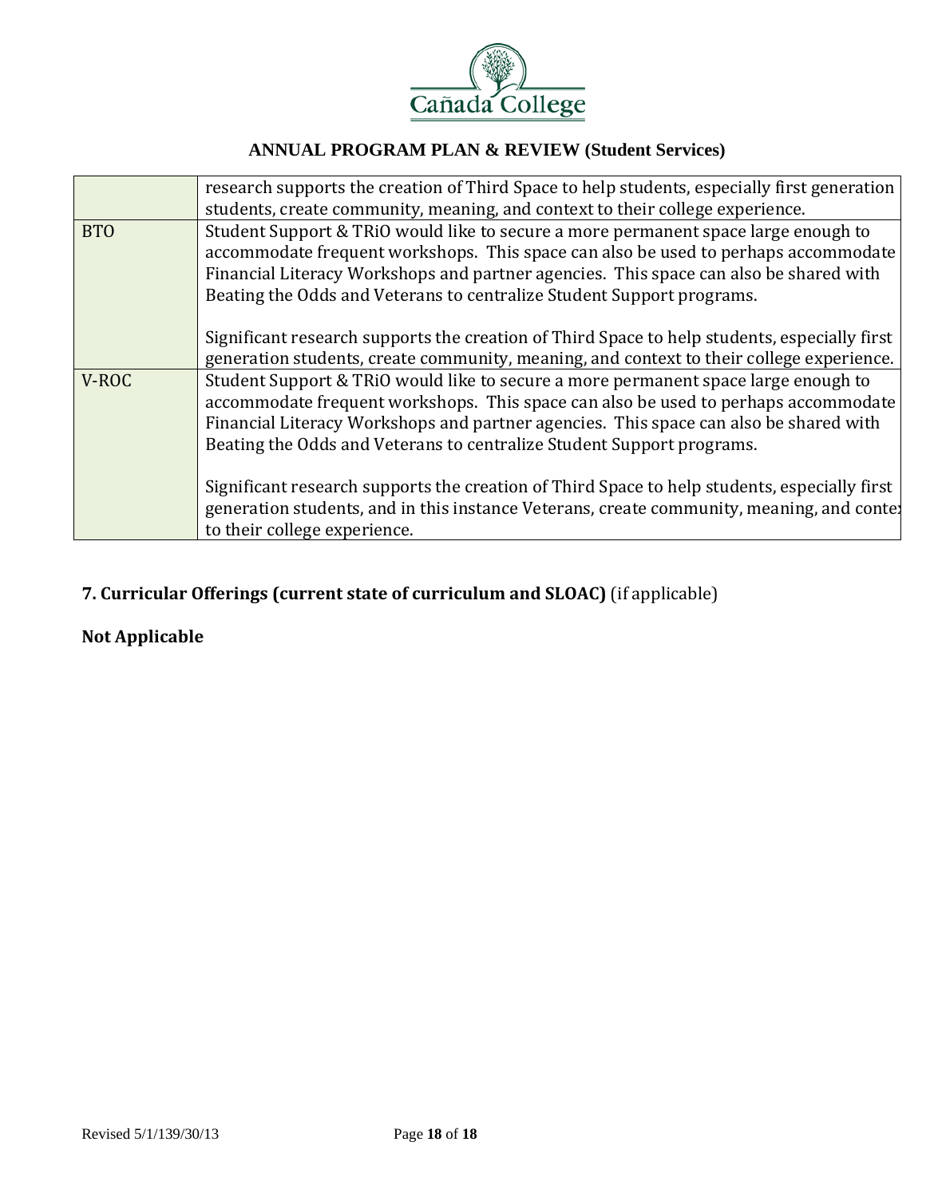| | |
|---|---|
| | research supports the creation of Third Space to help students, especially first generation students, create community, meaning, and context to their college experience. |
| BTO | Student Support & TRiO would like to secure a more permanent space large enough to accommodate frequent workshops. This space can also be used to perhaps accommodate Financial Literacy Workshops and partner agencies. This space can also be shared with Beating the Odds and Veterans to centralize Student Support programs.<br><br>Significant research supports the creation of Third Space to help students, especially first generation students, create community, meaning, and context to their college experience. |
| V-ROC | Student Support & TRiO would like to secure a more permanent space large enough to accommodate frequent workshops. This space can also be used to perhaps accommodate Financial Literacy Workshops and partner agencies. This space can also be shared with Beating the Odds and Veterans to centralize Student Support programs.<br><br>Significant research supports the creation of Third Space to help students, especially first generation students, and in this instance Veterans, create community, meaning, and context to their college experience. |

## 7. Curricular Offerings (current state of curriculum and SLOAC) (if applicable)

**Not Applicable**